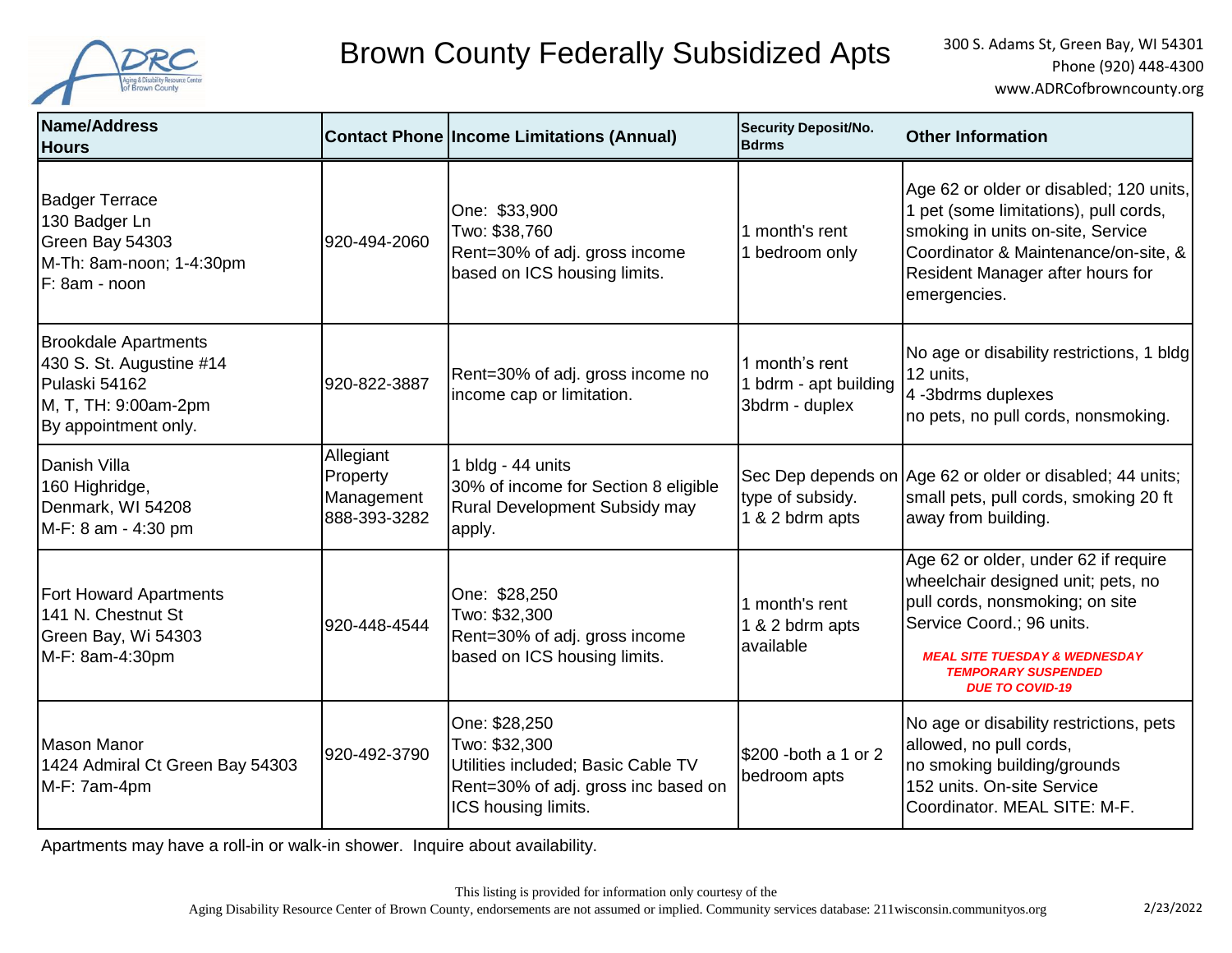# Brown County Federally Subsidized Apts

300 S. Adams St, Green Bay, WI 54301
Phone (920) 448-4300
www.ADRCofbrowncounty.org

| Name/Address Hours | Contact Phone | Income Limitations (Annual) | Security Deposit/No. Bdrms | Other Information |
|---|---|---|---|---|
| Badger Terrace<br>130 Badger Ln<br>Green Bay 54303<br>M-Th: 8am-noon; 1-4:30pm<br>F: 8am - noon | 920-494-2060 | One: $33,900<br>Two: $38,760<br>Rent=30% of adj. gross income based on ICS housing limits. | 1 month's rent<br>1 bedroom only | Age 62 or older or disabled; 120 units, 1 pet (some limitations), pull cords, smoking in units on-site, Service Coordinator & Maintenance/on-site, & Resident Manager after hours for emergencies. |
| Brookdale Apartments<br>430 S. St. Augustine #14<br>Pulaski 54162<br>M, T, TH: 9:00am-2pm<br>By appointment only. | 920-822-3887 | Rent=30% of adj. gross income no income cap or limitation. | 1 month's rent<br>1 bdrm - apt building<br>3bdrm - duplex | No age or disability restrictions, 1 bldg 12 units,<br>4 -3bdrms duplexes<br>no pets, no pull cords, nonsmoking. |
| Danish Villa<br>160 Highridge,<br>Denmark, WI 54208<br>M-F: 8 am - 4:30 pm | Allegiant Property Management<br>888-393-3282 | 1 bldg - 44 units<br>30% of income for Section 8 eligible<br>Rural Development Subsidy may apply. | Sec Dep depends on type of subsidy.<br>1 & 2 bdrm apts | Age 62 or older or disabled; 44 units; small pets, pull cords, smoking 20 ft away from building. |
| Fort Howard Apartments<br>141 N. Chestnut St<br>Green Bay, Wi 54303<br>M-F: 8am-4:30pm | 920-448-4544 | One: $28,250<br>Two: $32,300<br>Rent=30% of adj. gross income based on ICS housing limits. | 1 month's rent<br>1 & 2 bdrm apts available | Age 62 or older, under 62 if require wheelchair designed unit; pets, no pull cords, nonsmoking; on site Service Coord.; 96 units.<br>***MEAL SITE TUESDAY & WEDNESDAY TEMPORARY SUSPENDED DUE TO COVID-19*** |
| Mason Manor<br>1424 Admiral Ct Green Bay 54303<br>M-F: 7am-4pm | 920-492-3790 | One: $28,250<br>Two: $32,300<br>Utilities included; Basic Cable TV<br>Rent=30% of adj. gross inc based on ICS housing limits. | $200 -both a 1 or 2 bedroom apts | No age or disability restrictions, pets allowed, no pull cords,<br>no smoking building/grounds<br>152 units. On-site Service Coordinator. MEAL SITE: M-F. |

Apartments may have a roll-in or walk-in shower. Inquire about availability.

This listing is provided for information only courtesy of the
Aging Disability Resource Center of Brown County, endorsements are not assumed or implied. Community services database: 211wisconsin.communityos.org

2/23/2022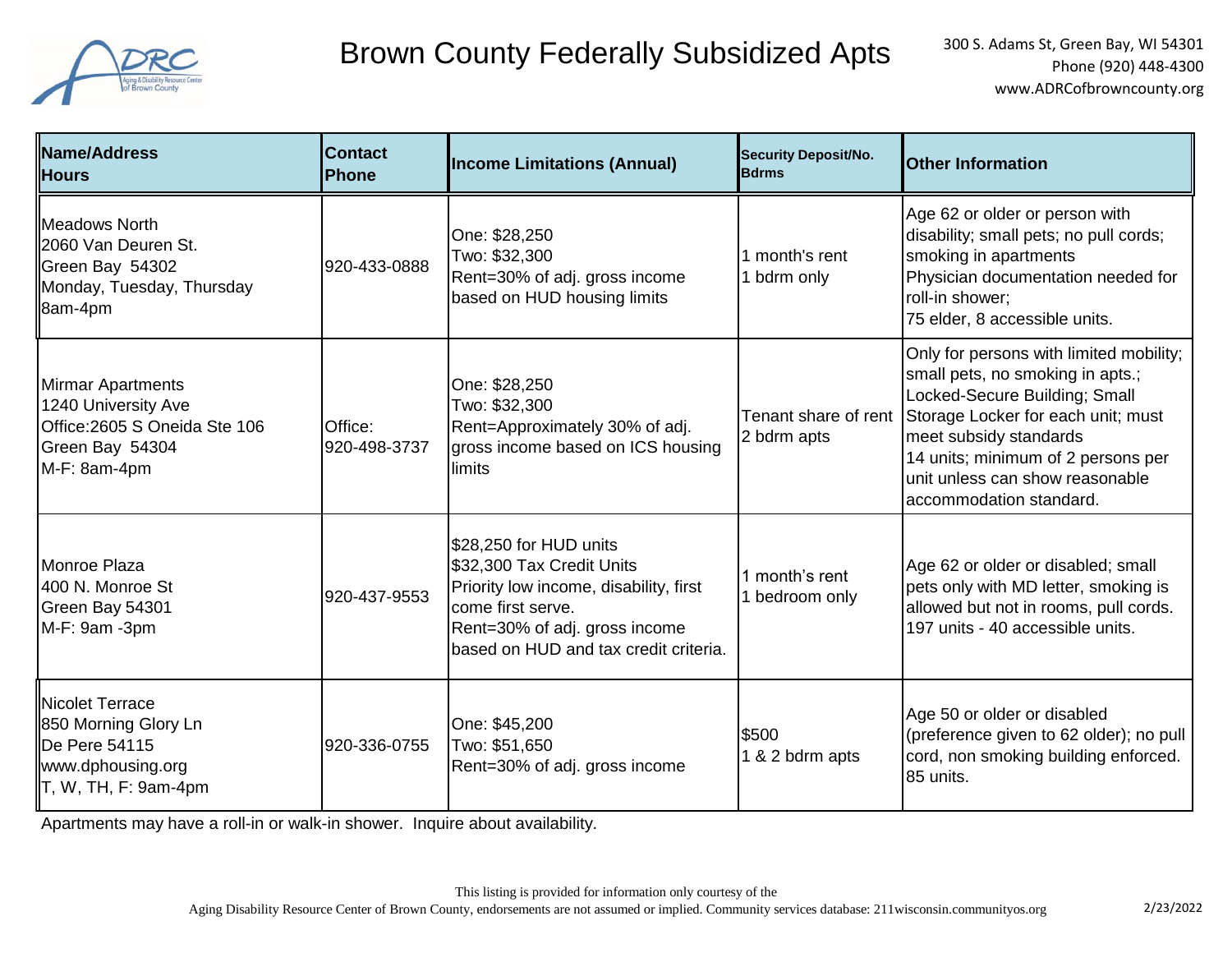# Brown County Federally Subsidized Apts

300 S. Adams St, Green Bay, WI 54301
Phone (920) 448-4300
www.ADRCofbrowncounty.org

| Name/Address Hours | Contact Phone | Income Limitations (Annual) | Security Deposit/No. Bdrms | Other Information |
|---|---|---|---|---|
| Meadows North<br>2060 Van Deuren St.<br>Green Bay 54302<br>Monday, Tuesday, Thursday<br>8am-4pm | 920-433-0888 | One: $28,250<br>Two: $32,300<br>Rent=30% of adj. gross income based on HUD housing limits | 1 month's rent<br>1 bdrm only | Age 62 or older or person with disability; small pets; no pull cords; smoking in apartments<br>Physician documentation needed for roll-in shower;<br>75 elder, 8 accessible units. |
| Mirmar Apartments<br>1240 University Ave<br>Office:2605 S Oneida Ste 106<br>Green Bay 54304<br>M-F: 8am-4pm | Office:<br>920-498-3737 | One: $28,250<br>Two: $32,300<br>Rent=Approximately 30% of adj. gross income based on ICS housing limits | Tenant share of rent<br>2 bdrm apts | Only for persons with limited mobility; small pets, no smoking in apts.; Locked-Secure Building; Small Storage Locker for each unit; must meet subsidy standards<br>14 units; minimum of 2 persons per unit unless can show reasonable accommodation standard. |
| Monroe Plaza<br>400 N. Monroe St<br>Green Bay 54301<br>M-F: 9am -3pm | 920-437-9553 | $28,250 for HUD units<br>$32,300 Tax Credit Units<br>Priority low income, disability, first come first serve.<br>Rent=30% of adj. gross income based on HUD and tax credit criteria. | 1 month's rent<br>1 bedroom only | Age 62 or older or disabled; small pets only with MD letter, smoking is allowed but not in rooms, pull cords.<br>197 units - 40 accessible units. |
| Nicolet Terrace<br>850 Morning Glory Ln<br>De Pere 54115<br>www.dphousing.org<br>T, W, TH, F: 9am-4pm | 920-336-0755 | One: $45,200<br>Two: $51,650<br>Rent=30% of adj. gross income | $500<br>1 & 2 bdrm apts | Age 50 or older or disabled (preference given to 62 older); no pull cord, non smoking building enforced.<br>85 units. |

Apartments may have a roll-in or walk-in shower. Inquire about availability.

This listing is provided for information only courtesy of the
Aging Disability Resource Center of Brown County, endorsements are not assumed or implied. Community services database: 211wisconsin.communityos.org

2/23/2022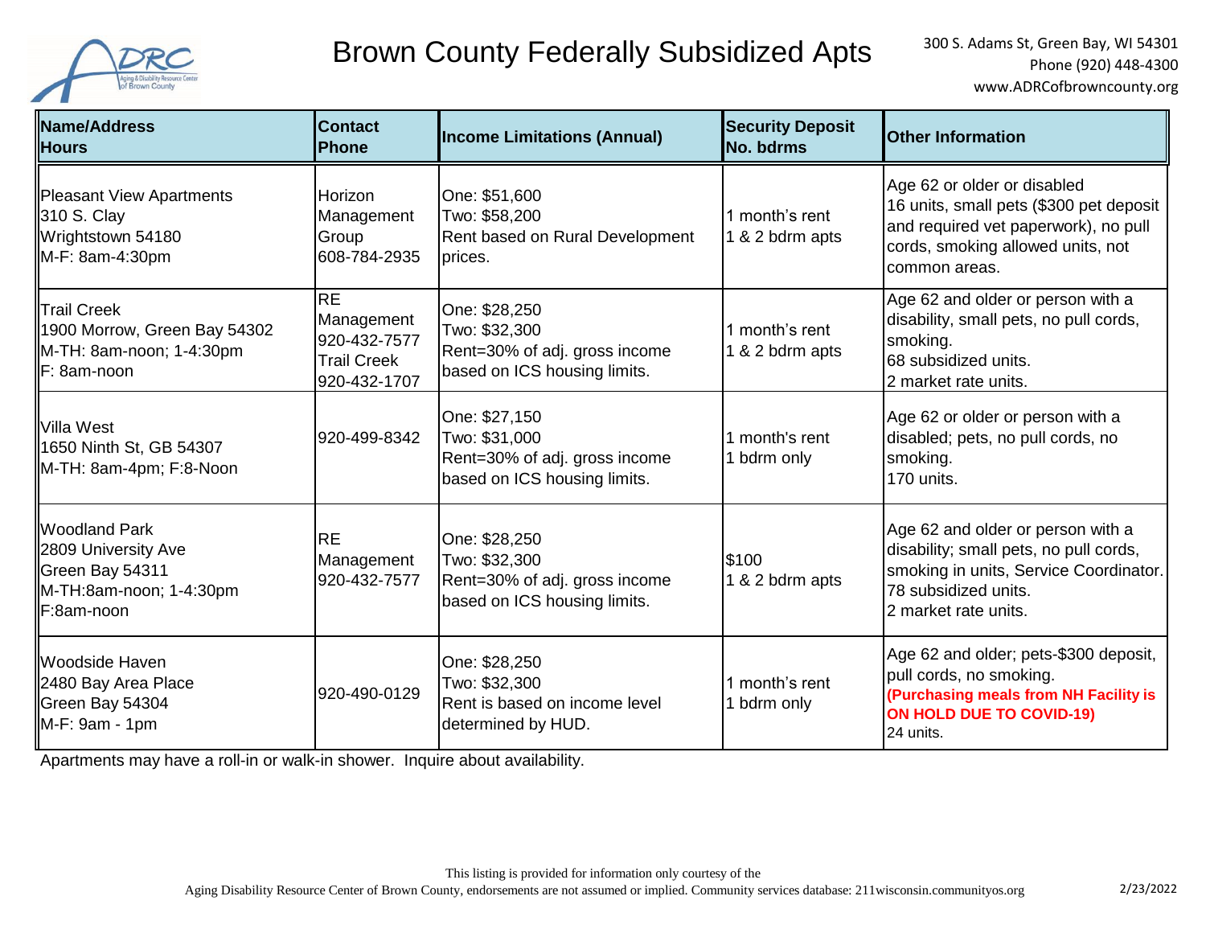# Brown County Federally Subsidized Apts

300 S. Adams St, Green Bay, WI 54301
Phone (920) 448-4300
www.ADRCofbrowncounty.org

| Name/Address Hours | Contact Phone | Income Limitations (Annual) | Security Deposit No. bdrms | Other Information |
|---|---|---|---|---|
| Pleasant View Apartments<br>310 S. Clay<br>Wrightstown 54180<br>M-F: 8am-4:30pm | Horizon Management Group<br>608-784-2935 | One: $51,600<br>Two: $58,200<br>Rent based on Rural Development prices. | 1 month's rent<br>1 & 2 bdrm apts | Age 62 or older or disabled<br>16 units, small pets ($300 pet deposit and required vet paperwork), no pull cords, smoking allowed units, not common areas. |
| Trail Creek<br>1900 Morrow, Green Bay 54302<br>M-TH: 8am-noon; 1-4:30pm<br>F: 8am-noon | RE Management<br>920-432-7577<br>Trail Creek<br>920-432-1707 | One: $28,250<br>Two: $32,300<br>Rent=30% of adj. gross income based on ICS housing limits. | 1 month's rent<br>1 & 2 bdrm apts | Age 62 and older or person with a disability, small pets, no pull cords, smoking.<br>68 subsidized units.<br>2 market rate units. |
| Villa West<br>1650 Ninth St, GB 54307<br>M-TH: 8am-4pm; F:8-Noon | 920-499-8342 | One: $27,150<br>Two: $31,000<br>Rent=30% of adj. gross income based on ICS housing limits. | 1 month's rent<br>1 bdrm only | Age 62 or older or person with a disabled; pets, no pull cords, no smoking.<br>170 units. |
| Woodland Park<br>2809 University Ave<br>Green Bay 54311<br>M-TH:8am-noon; 1-4:30pm<br>F:8am-noon | RE Management<br>920-432-7577 | One: $28,250<br>Two: $32,300<br>Rent=30% of adj. gross income based on ICS housing limits. | $100<br>1 & 2 bdrm apts | Age 62 and older or person with a disability; small pets, no pull cords, smoking in units, Service Coordinator.<br>78 subsidized units.<br>2 market rate units. |
| Woodside Haven<br>2480 Bay Area Place<br>Green Bay 54304<br>M-F: 9am - 1pm | 920-490-0129 | One: $28,250<br>Two: $32,300<br>Rent is based on income level determined by HUD. | 1 month's rent<br>1 bdrm only | Age 62 and older; pets-$300 deposit, pull cords, no smoking.<br>**(Purchasing meals from NH Facility is ON HOLD DUE TO COVID-19)**<br>24 units. |

Apartments may have a roll-in or walk-in shower. Inquire about availability.

This listing is provided for information only courtesy of the
Aging Disability Resource Center of Brown County, endorsements are not assumed or implied. Community services database: 211wisconsin.communityos.org

2/23/2022